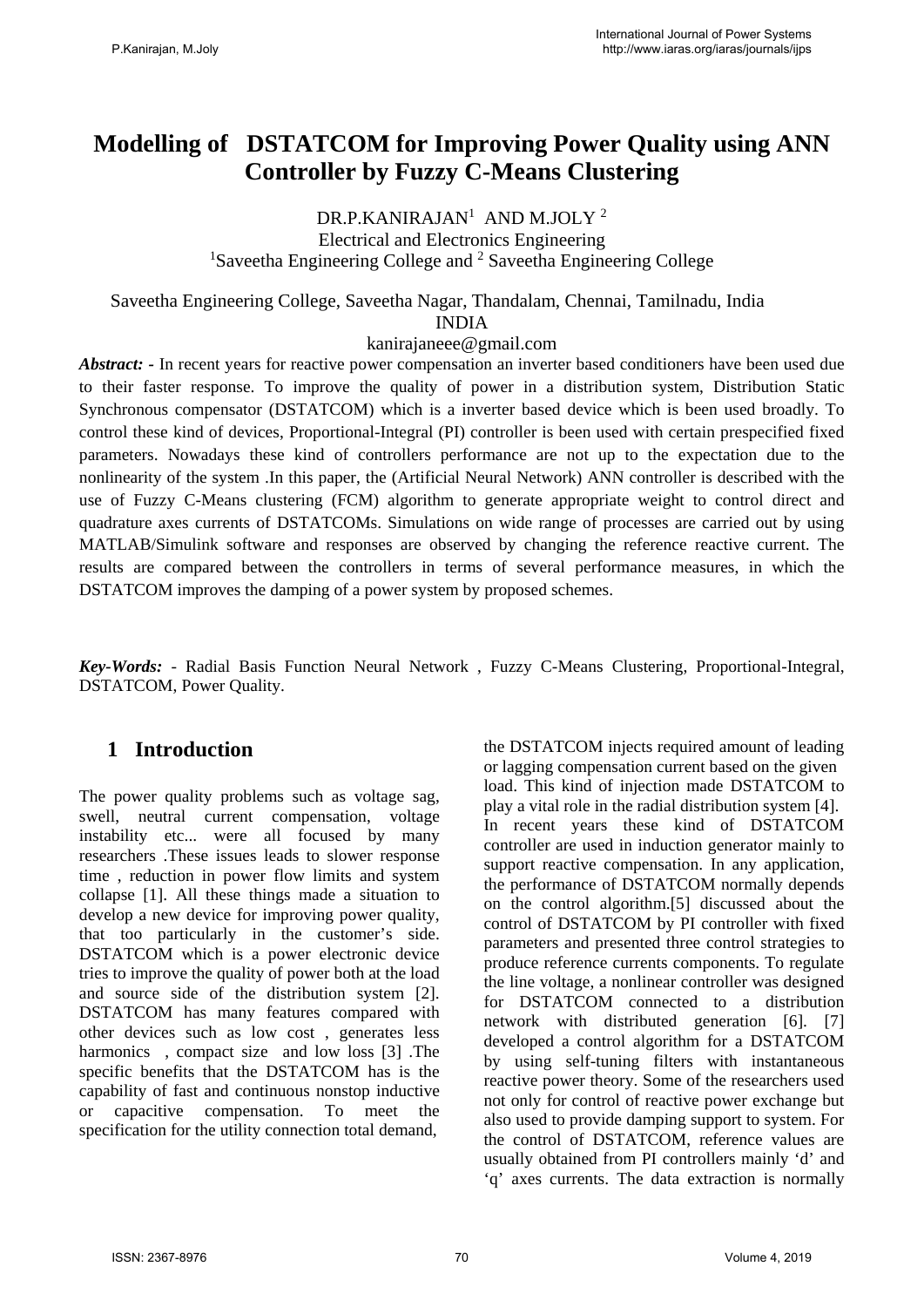# Modelling of DSTATCOM for Improving Power Quality using ANN Controller by Fuzzy C-Means Clustering

DR.P.KANIRAJAN[1] AND M.JOLY [2]
Electrical and Electronics Engineering
[1]Saveetha Engineering College and [2] Saveetha Engineering College

Saveetha Engineering College, Saveetha Nagar, Thandalam, Chennai, Tamilnadu, India
INDIA
kanirajaneee@gmail.com

***Abstract:*** - In recent years for reactive power compensation an inverter based conditioners have been used due to their faster response. To improve the quality of power in a distribution system, Distribution Static Synchronous compensator (DSTATCOM) which is a inverter based device which is been used broadly. To control these kind of devices, Proportional-Integral (PI) controller is been used with certain prespecified fixed parameters. Nowadays these kind of controllers performance are not up to the expectation due to the nonlinearity of the system .In this paper, the (Artificial Neural Network) ANN controller is described with the use of Fuzzy C-Means clustering (FCM) algorithm to generate appropriate weight to control direct and quadrature axes currents of DSTATCOMs. Simulations on wide range of processes are carried out by using MATLAB/Simulink software and responses are observed by changing the reference reactive current. The results are compared between the controllers in terms of several performance measures, in which the DSTATCOM improves the damping of a power system by proposed schemes.

***Key-Words:*** - Radial Basis Function Neural Network , Fuzzy C-Means Clustering, Proportional-Integral, DSTATCOM, Power Quality.

## 1 Introduction

The power quality problems such as voltage sag, swell, neutral current compensation, voltage instability etc... were all focused by many researchers .These issues leads to slower response time , reduction in power flow limits and system collapse [1]. All these things made a situation to develop a new device for improving power quality, that too particularly in the customer's side. DSTATCOM which is a power electronic device tries to improve the quality of power both at the load and source side of the distribution system [2]. DSTATCOM has many features compared with other devices such as low cost , generates less harmonics , compact size and low loss [3] .The specific benefits that the DSTATCOM has is the capability of fast and continuous nonstop inductive or capacitive compensation. To meet the specification for the utility connection total demand, the DSTATCOM injects required amount of leading or lagging compensation current based on the given load. This kind of injection made DSTATCOM to play a vital role in the radial distribution system [4]. In recent years these kind of DSTATCOM controller are used in induction generator mainly to support reactive compensation. In any application, the performance of DSTATCOM normally depends on the control algorithm.[5] discussed about the control of DSTATCOM by PI controller with fixed parameters and presented three control strategies to produce reference currents components. To regulate the line voltage, a nonlinear controller was designed for DSTATCOM connected to a distribution network with distributed generation [6]. [7] developed a control algorithm for a DSTATCOM by using self-tuning filters with instantaneous reactive power theory. Some of the researchers used not only for control of reactive power exchange but also used to provide damping support to system. For the control of DSTATCOM, reference values are usually obtained from PI controllers mainly 'd' and 'q' axes currents. The data extraction is normally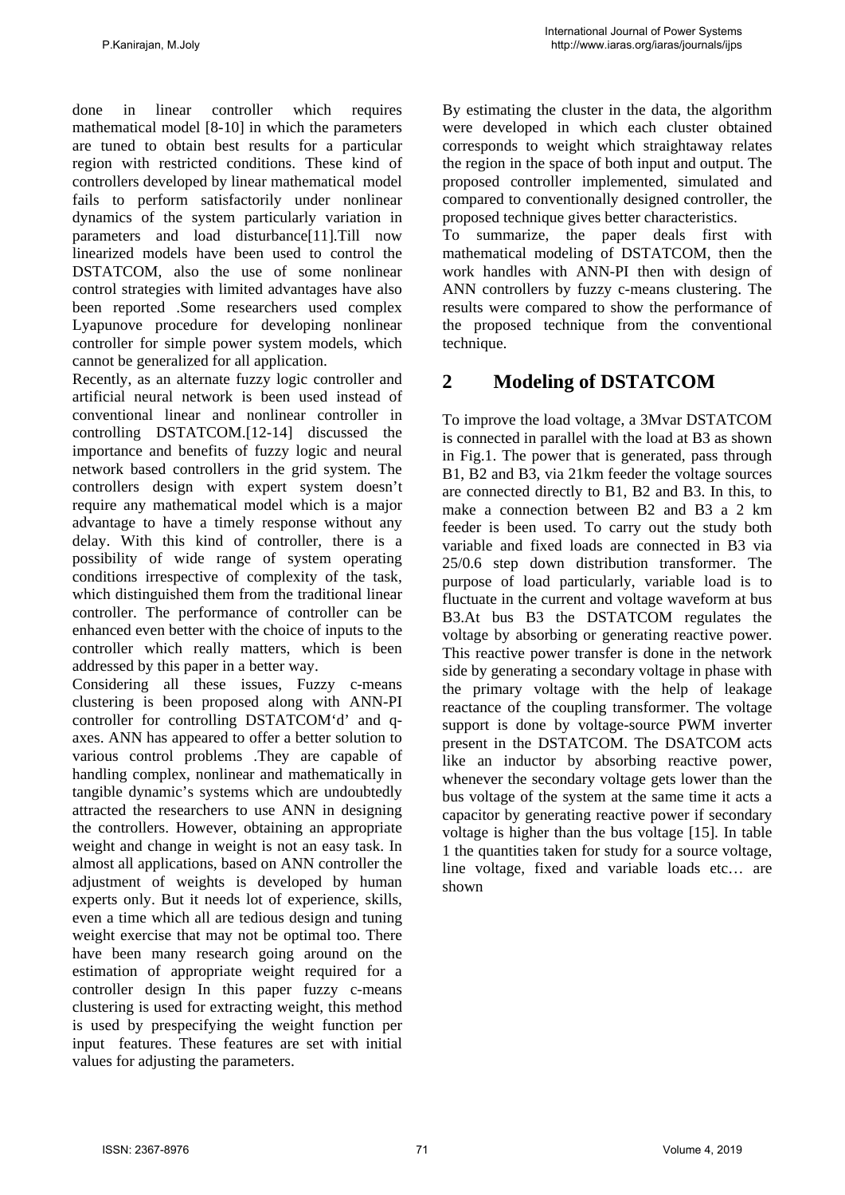done in linear controller which requires mathematical model [8-10] in which the parameters are tuned to obtain best results for a particular region with restricted conditions. These kind of controllers developed by linear mathematical model fails to perform satisfactorily under nonlinear dynamics of the system particularly variation in parameters and load disturbance[11].Till now linearized models have been used to control the DSTATCOM, also the use of some nonlinear control strategies with limited advantages have also been reported .Some researchers used complex Lyapunove procedure for developing nonlinear controller for simple power system models, which cannot be generalized for all application.

Recently, as an alternate fuzzy logic controller and artificial neural network is been used instead of conventional linear and nonlinear controller in controlling DSTATCOM.[12-14] discussed the importance and benefits of fuzzy logic and neural network based controllers in the grid system. The controllers design with expert system doesn't require any mathematical model which is a major advantage to have a timely response without any delay. With this kind of controller, there is a possibility of wide range of system operating conditions irrespective of complexity of the task, which distinguished them from the traditional linear controller. The performance of controller can be enhanced even better with the choice of inputs to the controller which really matters, which is been addressed by this paper in a better way.

Considering all these issues, Fuzzy c-means clustering is been proposed along with ANN-PI controller for controlling DSTATCOM'd' and q-axes. ANN has appeared to offer a better solution to various control problems .They are capable of handling complex, nonlinear and mathematically in tangible dynamic's systems which are undoubtedly attracted the researchers to use ANN in designing the controllers. However, obtaining an appropriate weight and change in weight is not an easy task. In almost all applications, based on ANN controller the adjustment of weights is developed by human experts only. But it needs lot of experience, skills, even a time which all are tedious design and tuning weight exercise that may not be optimal too. There have been many research going around on the estimation of appropriate weight required for a controller design In this paper fuzzy c-means clustering is used for extracting weight, this method is used by prespecifying the weight function per input features. These features are set with initial values for adjusting the parameters.

By estimating the cluster in the data, the algorithm were developed in which each cluster obtained corresponds to weight which straightaway relates the region in the space of both input and output. The proposed controller implemented, simulated and compared to conventionally designed controller, the proposed technique gives better characteristics.

To summarize, the paper deals first with mathematical modeling of DSTATCOM, then the work handles with ANN-PI then with design of ANN controllers by fuzzy c-means clustering. The results were compared to show the performance of the proposed technique from the conventional technique.

## 2 Modeling of DSTATCOM

To improve the load voltage, a 3Mvar DSTATCOM is connected in parallel with the load at B3 as shown in Fig.1. The power that is generated, pass through B1, B2 and B3, via 21km feeder the voltage sources are connected directly to B1, B2 and B3. In this, to make a connection between B2 and B3 a 2 km feeder is been used. To carry out the study both variable and fixed loads are connected in B3 via 25/0.6 step down distribution transformer. The purpose of load particularly, variable load is to fluctuate in the current and voltage waveform at bus B3.At bus B3 the DSTATCOM regulates the voltage by absorbing or generating reactive power. This reactive power transfer is done in the network side by generating a secondary voltage in phase with the primary voltage with the help of leakage reactance of the coupling transformer. The voltage support is done by voltage-source PWM inverter present in the DSTATCOM. The DSATCOM acts like an inductor by absorbing reactive power, whenever the secondary voltage gets lower than the bus voltage of the system at the same time it acts a capacitor by generating reactive power if secondary voltage is higher than the bus voltage [15]. In table 1 the quantities taken for study for a source voltage, line voltage, fixed and variable loads etc… are shown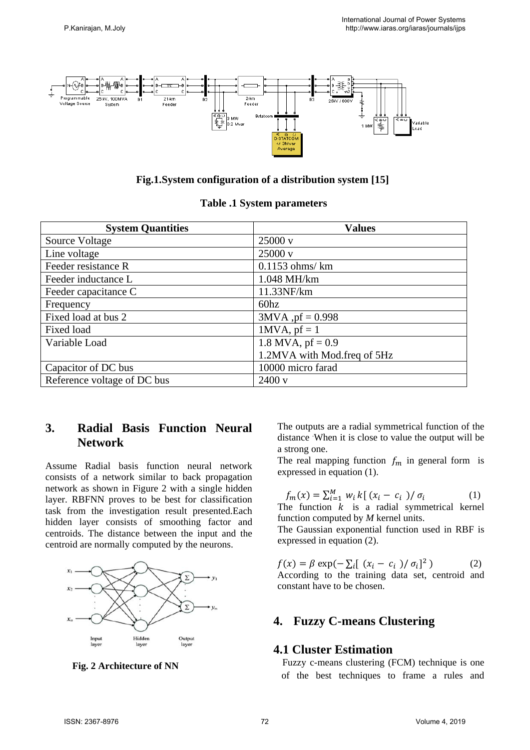Fig.1.System configuration of a distribution system [15]

**Table .1 System parameters**

| System Quantities | Values |
|---|---|
| Source Voltage | 25000 v |
| Line voltage | 25000 v |
| Feeder resistance R | 0.1153 ohms/ km |
| Feeder inductance L | 1.048 MH/km |
| Feeder capacitance C | 11.33NF/km |
| Frequency | 60hz |
| Fixed load at bus 2 | 3MVA ,pf = 0.998 |
| Fixed load | 1MVA, pf = 1 |
| Variable Load | 1.8 MVA, pf = 0.9<br>1.2MVA with Mod.freq of 5Hz |
| Capacitor of DC bus | 10000 micro farad |
| Reference voltage of DC bus | 2400 v |

## 3. Radial Basis Function Neural Network

Assume Radial basis function neural network consists of a network similar to back propagation network as shown in Figure 2 with a single hidden layer. RBFNN proves to be best for classification task from the investigation result presented.Each hidden layer consists of smoothing factor and centroids. The distance between the input and the centroid are normally computed by the neurons.

**Fig. 2 Architecture of NN**

The outputs are a radial symmetrical function of the distance .When it is close to value the output will be a strong one.

The real mapping function $f_m$ in general form is expressed in equation (1).

$$f_m(x) = \sum_{i=1}^{M} w_i\, k[\,(x_i - c_i\,)/\,\sigma_i \qquad (1)$$

The function $k$ is a radial symmetrical kernel function computed by *M* kernel units.

The Gaussian exponential function used in RBF is expressed in equation (2).

$$f(x) = \beta \exp(-\sum_i [\,(x_i - c_i\,)/\,\sigma_i]^2\,) \qquad (2)$$

According to the training data set, centroid and constant have to be chosen.

## 4. Fuzzy C-means Clustering

### 4.1 Cluster Estimation

Fuzzy c-means clustering (FCM) technique is one of the best techniques to frame a rules and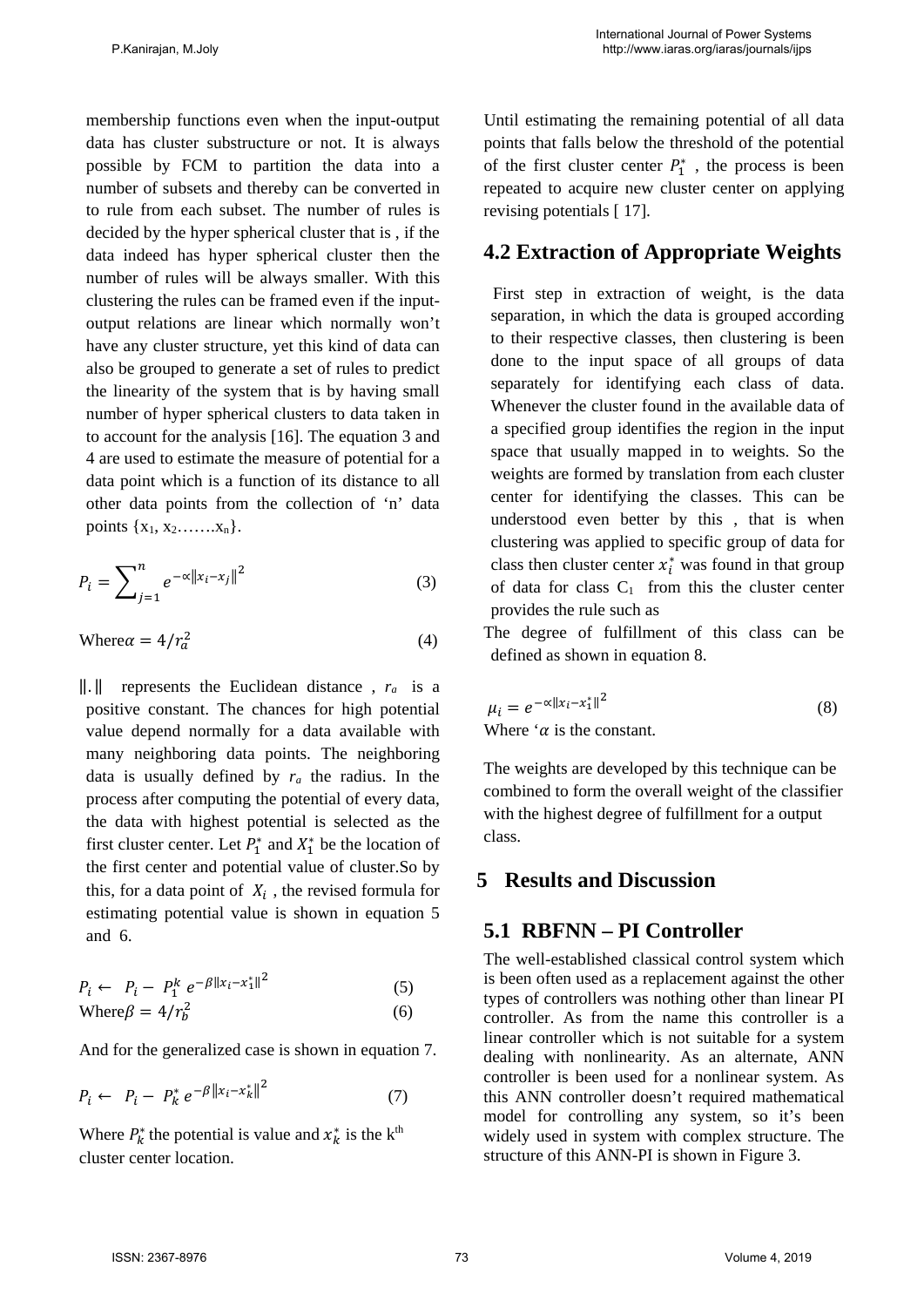membership functions even when the input-output data has cluster substructure or not. It is always possible by FCM to partition the data into a number of subsets and thereby can be converted in to rule from each subset. The number of rules is decided by the hyper spherical cluster that is , if the data indeed has hyper spherical cluster then the number of rules will be always smaller. With this clustering the rules can be framed even if the input-output relations are linear which normally won't have any cluster structure, yet this kind of data can also be grouped to generate a set of rules to predict the linearity of the system that is by having small number of hyper spherical clusters to data taken in to account for the analysis [16]. The equation 3 and 4 are used to estimate the measure of potential for a data point which is a function of its distance to all other data points from the collection of 'n' data points $\{x_1, x_2 \ldots\ldots x_n\}$.

$$P_i = \sum_{j=1}^{n} e^{-\alpha \|x_i - x_j\|^2} \tag{3}$$

$$\text{Where} \alpha = 4/r_a^2 \tag{4}$$

$\|.\|$ represents the Euclidean distance , $r_a$ is a positive constant. The chances for high potential value depend normally for a data available with many neighboring data points. The neighboring data is usually defined by $r_a$ the radius. In the process after computing the potential of every data, the data with highest potential is selected as the first cluster center. Let $P_1^*$ and $X_1^*$ be the location of the first center and potential value of cluster.So by this, for a data point of $X_i$ , the revised formula for estimating potential value is shown in equation 5 and 6.

$$P_i \leftarrow P_i - P_1^k \, e^{-\beta \|x_i - x_1^*\|^2} \tag{5}$$

$$\text{Where} \beta = 4/r_b^2 \tag{6}$$

And for the generalized case is shown in equation 7.

$$P_i \leftarrow P_i - P_k^* \, e^{-\beta \|x_i - x_k^*\|^2} \tag{7}$$

Where $P_k^*$ the potential is value and $x_k^*$ is the k[th] cluster center location.

Until estimating the remaining potential of all data points that falls below the threshold of the potential of the first cluster center $P_1^*$ , the process is been repeated to acquire new cluster center on applying revising potentials [ 17].

## 4.2 Extraction of Appropriate Weights

First step in extraction of weight, is the data separation, in which the data is grouped according to their respective classes, then clustering is been done to the input space of all groups of data separately for identifying each class of data. Whenever the cluster found in the available data of a specified group identifies the region in the input space that usually mapped in to weights. So the weights are formed by translation from each cluster center for identifying the classes. This can be understood even better by this , that is when clustering was applied to specific group of data for class then cluster center $x_i^*$ was found in that group of data for class $C_1$ from this the cluster center provides the rule such as

The degree of fulfillment of this class can be defined as shown in equation 8.

$$\mu_i = e^{-\alpha \|x_i - x_1^*\|^2} \tag{8}$$

Where '$\alpha$ is the constant.

The weights are developed by this technique can be combined to form the overall weight of the classifier with the highest degree of fulfillment for a output class.

# 5 Results and Discussion

## 5.1 RBFNN – PI Controller

The well-established classical control system which is been often used as a replacement against the other types of controllers was nothing other than linear PI controller. As from the name this controller is a linear controller which is not suitable for a system dealing with nonlinearity. As an alternate, ANN controller is been used for a nonlinear system. As this ANN controller doesn't required mathematical model for controlling any system, so it's been widely used in system with complex structure. The structure of this ANN-PI is shown in Figure 3.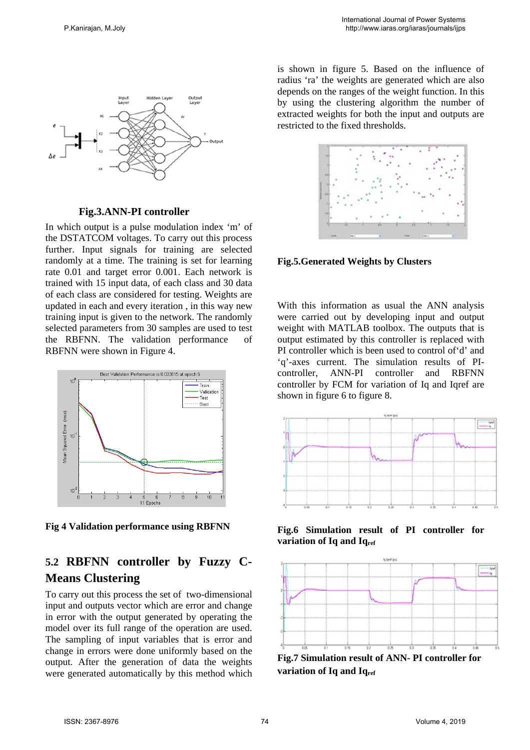Fig.3.ANN-PI controller

In which output is a pulse modulation index 'm' of the DSTATCOM voltages. To carry out this process further. Input signals for training are selected randomly at a time. The training is set for learning rate 0.01 and target error 0.001. Each network is trained with 15 input data, of each class and 30 data of each class are considered for testing. Weights are updated in each and every iteration , in this way new training input is given to the network. The randomly selected parameters from 30 samples are used to test the RBFNN. The validation performance of RBFNN were shown in Figure 4.

Fig 4 Validation performance using RBFNN

## 5.2 RBFNN controller by Fuzzy C-Means Clustering

To carry out this process the set of two-dimensional input and outputs vector which are error and change in error with the output generated by operating the model over its full range of the operation are used. The sampling of input variables that is error and change in errors were done uniformly based on the output. After the generation of data the weights were generated automatically by this method which is shown in figure 5. Based on the influence of radius 'ra' the weights are generated which are also depends on the ranges of the weight function. In this by using the clustering algorithm the number of extracted weights for both the input and outputs are restricted to the fixed thresholds.

Fig.5.Generated Weights by Clusters

With this information as usual the ANN analysis were carried out by developing input and output weight with MATLAB toolbox. The outputs that is output estimated by this controller is replaced with PI controller which is been used to control of'd' and 'q'-axes current. The simulation results of PI-controller, ANN-PI controller and RBFNN controller by FCM for variation of Iq and Iqref are shown in figure 6 to figure 8.

**Fig.6 Simulation result of PI controller for variation of Iq and $Iq_{ref}$**

**Fig.7 Simulation result of ANN- PI controller for variation of Iq and $Iq_{ref}$**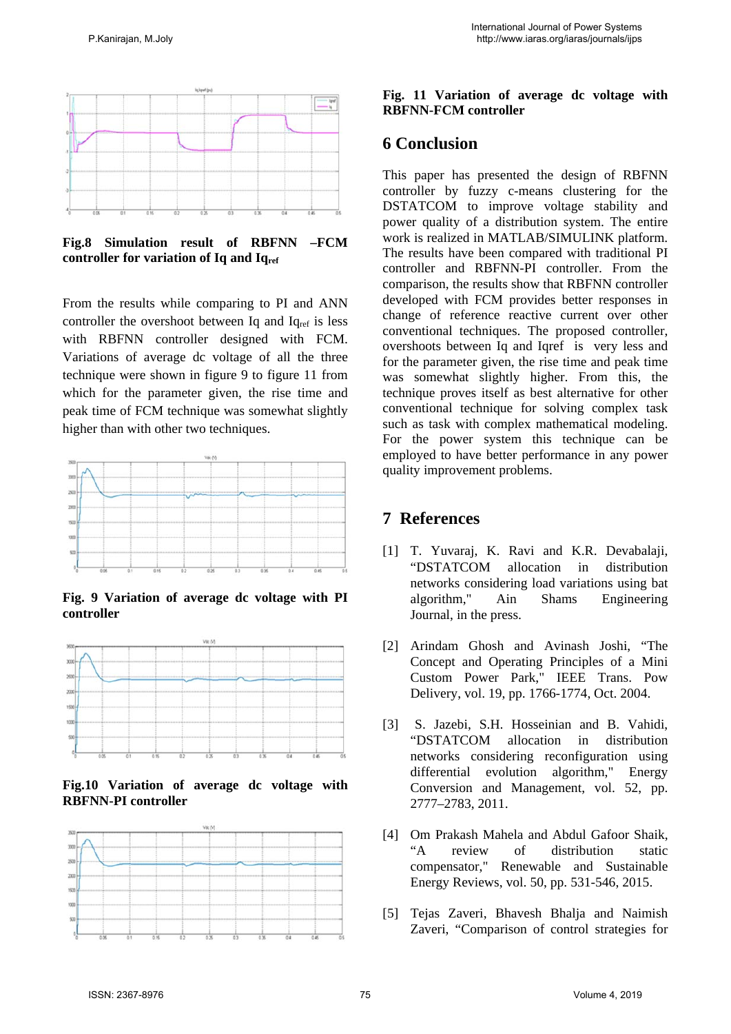**Fig.8 Simulation result of RBFNN –FCM controller for variation of Iq and $Iq_{ref}$**

From the results while comparing to PI and ANN controller the overshoot between Iq and $Iq_{ref}$ is less with RBFNN controller designed with FCM. Variations of average dc voltage of all the three technique were shown in figure 9 to figure 11 from which for the parameter given, the rise time and peak time of FCM technique was somewhat slightly higher than with other two techniques.

**Fig. 9 Variation of average dc voltage with PI controller**

**Fig.10 Variation of average dc voltage with RBFNN-PI controller**

**Fig. 11 Variation of average dc voltage with RBFNN-FCM controller**

## 6 Conclusion

This paper has presented the design of RBFNN controller by fuzzy c-means clustering for the DSTATCOM to improve voltage stability and power quality of a distribution system. The entire work is realized in MATLAB/SIMULINK platform. The results have been compared with traditional PI controller and RBFNN-PI controller. From the comparison, the results show that RBFNN controller developed with FCM provides better responses in change of reference reactive current over other conventional techniques. The proposed controller, overshoots between Iq and Iqref is very less and for the parameter given, the rise time and peak time was somewhat slightly higher. From this, the technique proves itself as best alternative for other conventional technique for solving complex task such as task with complex mathematical modeling. For the power system this technique can be employed to have better performance in any power quality improvement problems.

## 7 References

[1] T. Yuvaraj, K. Ravi and K.R. Devabalaji, "DSTATCOM allocation in distribution networks considering load variations using bat algorithm," Ain Shams Engineering Journal, in the press.

[2] Arindam Ghosh and Avinash Joshi, "The Concept and Operating Principles of a Mini Custom Power Park," IEEE Trans. Pow Delivery, vol. 19, pp. 1766-1774, Oct. 2004.

[3] S. Jazebi, S.H. Hosseinian and B. Vahidi, "DSTATCOM allocation in distribution networks considering reconfiguration using differential evolution algorithm," Energy Conversion and Management, vol. 52, pp. 2777–2783, 2011.

[4] Om Prakash Mahela and Abdul Gafoor Shaik, "A review of distribution static compensator," Renewable and Sustainable Energy Reviews, vol. 50, pp. 531-546, 2015.

[5] Tejas Zaveri, Bhavesh Bhalja and Naimish Zaveri, "Comparison of control strategies for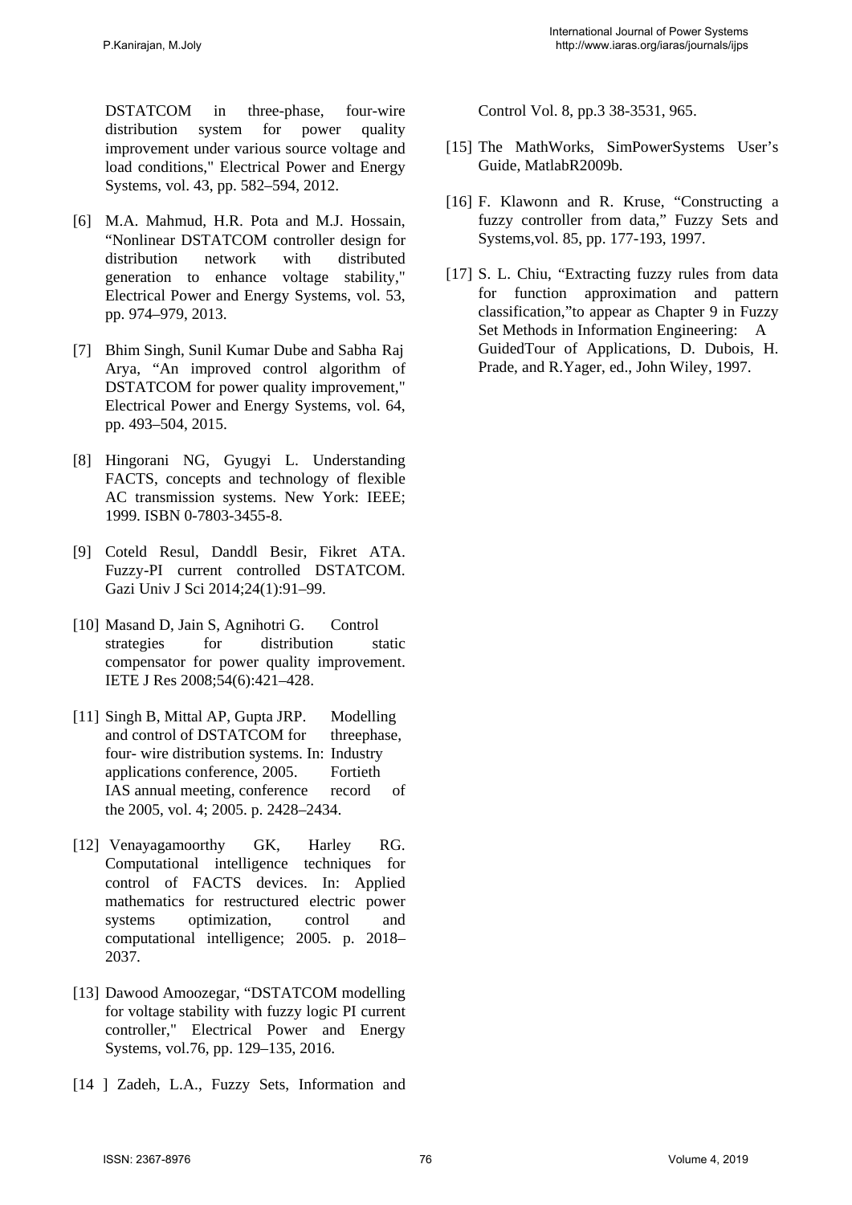DSTATCOM in three-phase, four-wire distribution system for power quality improvement under various source voltage and load conditions," Electrical Power and Energy Systems, vol. 43, pp. 582–594, 2012.

[6] M.A. Mahmud, H.R. Pota and M.J. Hossain, "Nonlinear DSTATCOM controller design for distribution network with distributed generation to enhance voltage stability," Electrical Power and Energy Systems, vol. 53, pp. 974–979, 2013.

[7] Bhim Singh, Sunil Kumar Dube and Sabha Raj Arya, "An improved control algorithm of DSTATCOM for power quality improvement," Electrical Power and Energy Systems, vol. 64, pp. 493–504, 2015.

[8] Hingorani NG, Gyugyi L. Understanding FACTS, concepts and technology of flexible AC transmission systems. New York: IEEE; 1999. ISBN 0-7803-3455-8.

[9] Coteld Resul, Danddl Besir, Fikret ATA. Fuzzy-PI current controlled DSTATCOM. Gazi Univ J Sci 2014;24(1):91–99.

[10] Masand D, Jain S, Agnihotri G. Control strategies for distribution static compensator for power quality improvement. IETE J Res 2008;54(6):421–428.

[11] Singh B, Mittal AP, Gupta JRP. Modelling and control of DSTATCOM for threephase, four- wire distribution systems. In: Industry applications conference, 2005. Fortieth IAS annual meeting, conference record of the 2005, vol. 4; 2005. p. 2428–2434.

[12] Venayagamoorthy GK, Harley RG. Computational intelligence techniques for control of FACTS devices. In: Applied mathematics for restructured electric power systems optimization, control and computational intelligence; 2005. p. 2018–2037.

[13] Dawood Amoozegar, "DSTATCOM modelling for voltage stability with fuzzy logic PI current controller," Electrical Power and Energy Systems, vol.76, pp. 129–135, 2016.

[14 ] Zadeh, L.A., Fuzzy Sets, Information and Control Vol. 8, pp.3 38-3531, 965.

[15] The MathWorks, SimPowerSystems User's Guide, MatlabR2009b.

[16] F. Klawonn and R. Kruse, "Constructing a fuzzy controller from data," Fuzzy Sets and Systems,vol. 85, pp. 177-193, 1997.

[17] S. L. Chiu, "Extracting fuzzy rules from data for function approximation and pattern classification,"to appear as Chapter 9 in Fuzzy Set Methods in Information Engineering: A GuidedTour of Applications, D. Dubois, H. Prade, and R.Yager, ed., John Wiley, 1997.